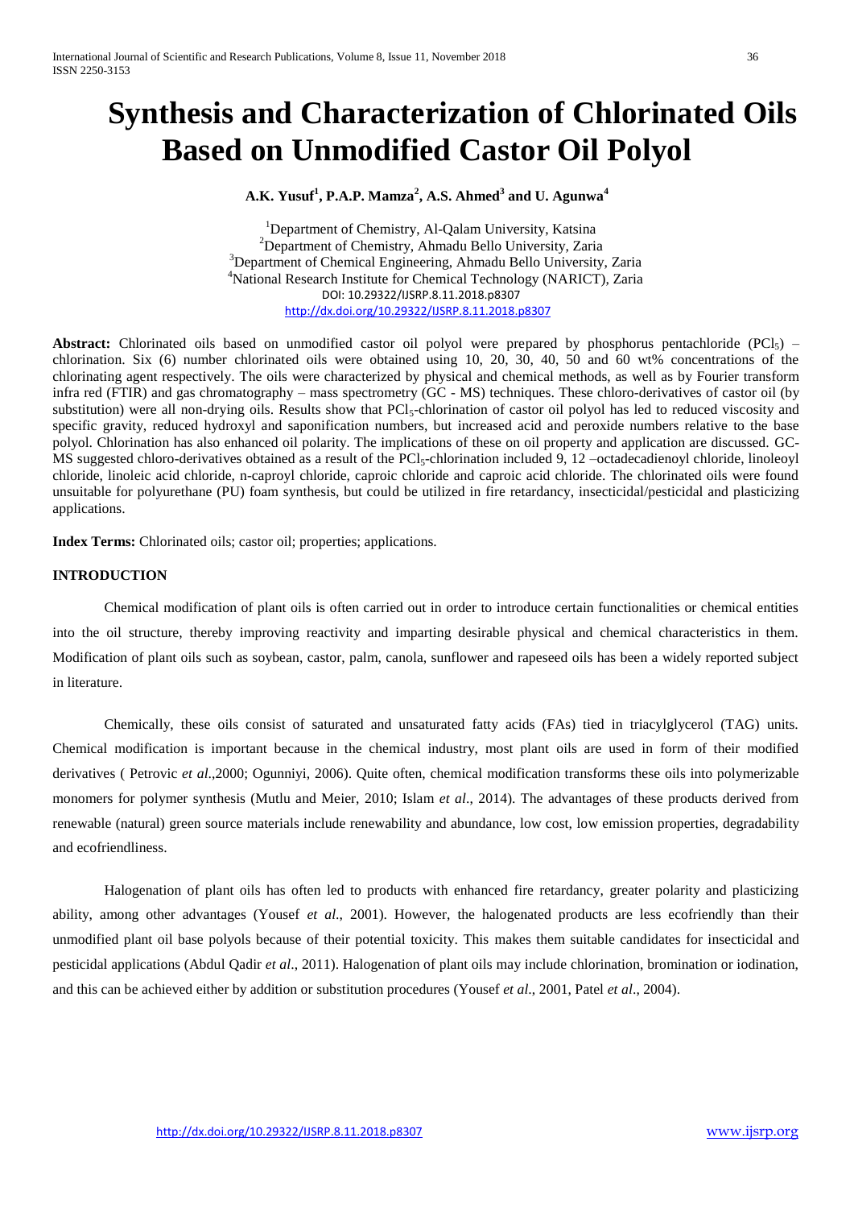# Synthesis and Characterization of Chlorinated Oils Based on Unmodified Castor Oil Polyol

**A.K. Yusuf[1], P.A.P. Mamza[2], A.S. Ahmed[3] and U. Agunwa[4]**

[1]Department of Chemistry, Al-Qalam University, Katsina
[2]Department of Chemistry, Ahmadu Bello University, Zaria
[3]Department of Chemical Engineering, Ahmadu Bello University, Zaria
[4]National Research Institute for Chemical Technology (NARICT), Zaria
DOI: 10.29322/IJSRP.8.11.2018.p8307
http://dx.doi.org/10.29322/IJSRP.8.11.2018.p8307

**Abstract:** Chlorinated oils based on unmodified castor oil polyol were prepared by phosphorus pentachloride ($PCl_5$) – chlorination. Six (6) number chlorinated oils were obtained using 10, 20, 30, 40, 50 and 60 wt% concentrations of the chlorinating agent respectively. The oils were characterized by physical and chemical methods, as well as by Fourier transform infra red (FTIR) and gas chromatography – mass spectrometry (GC - MS) techniques. These chloro-derivatives of castor oil (by substitution) were all non-drying oils. Results show that $PCl_5$-chlorination of castor oil polyol has led to reduced viscosity and specific gravity, reduced hydroxyl and saponification numbers, but increased acid and peroxide numbers relative to the base polyol. Chlorination has also enhanced oil polarity. The implications of these on oil property and application are discussed. GC-MS suggested chloro-derivatives obtained as a result of the $PCl_5$-chlorination included 9, 12 –octadecadienoyl chloride, linoleoyl chloride, linoleic acid chloride, n-caproyl chloride, caproic chloride and caproic acid chloride. The chlorinated oils were found unsuitable for polyurethane (PU) foam synthesis, but could be utilized in fire retardancy, insecticidal/pesticidal and plasticizing applications.

**Index Terms:** Chlorinated oils; castor oil; properties; applications.

## INTRODUCTION

Chemical modification of plant oils is often carried out in order to introduce certain functionalities or chemical entities into the oil structure, thereby improving reactivity and imparting desirable physical and chemical characteristics in them. Modification of plant oils such as soybean, castor, palm, canola, sunflower and rapeseed oils has been a widely reported subject in literature.

Chemically, these oils consist of saturated and unsaturated fatty acids (FAs) tied in triacylglycerol (TAG) units. Chemical modification is important because in the chemical industry, most plant oils are used in form of their modified derivatives ( Petrovic *et al*.,2000; Ogunniyi, 2006). Quite often, chemical modification transforms these oils into polymerizable monomers for polymer synthesis (Mutlu and Meier, 2010; Islam *et al*., 2014). The advantages of these products derived from renewable (natural) green source materials include renewability and abundance, low cost, low emission properties, degradability and ecofriendliness.

Halogenation of plant oils has often led to products with enhanced fire retardancy, greater polarity and plasticizing ability, among other advantages (Yousef *et al*., 2001). However, the halogenated products are less ecofriendly than their unmodified plant oil base polyols because of their potential toxicity. This makes them suitable candidates for insecticidal and pesticidal applications (Abdul Qadir *et al*., 2011). Halogenation of plant oils may include chlorination, bromination or iodination, and this can be achieved either by addition or substitution procedures (Yousef *et al*., 2001, Patel *et al*., 2004).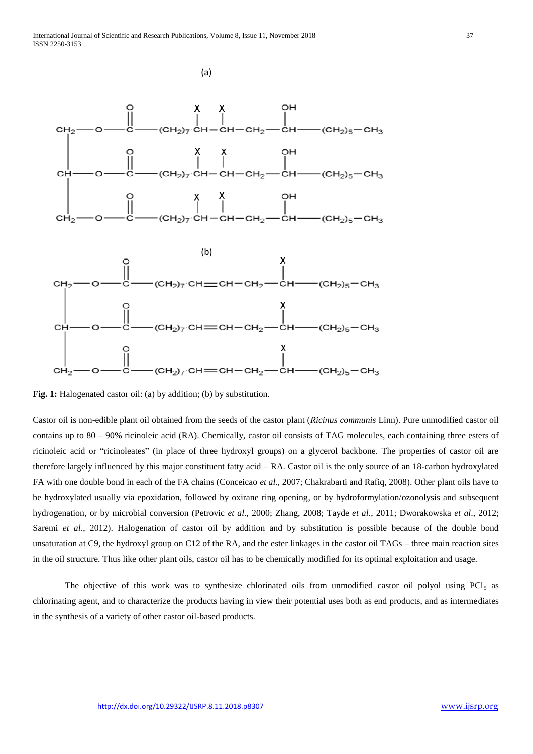(a)

(b)

**Fig. 1:** Halogenated castor oil: (a) by addition; (b) by substitution.

Castor oil is non-edible plant oil obtained from the seeds of the castor plant (*Ricinus communis* Linn). Pure unmodified castor oil contains up to 80 – 90% ricinoleic acid (RA). Chemically, castor oil consists of TAG molecules, each containing three esters of ricinoleic acid or "ricinoleates" (in place of three hydroxyl groups) on a glycerol backbone. The properties of castor oil are therefore largely influenced by this major constituent fatty acid – RA. Castor oil is the only source of an 18-carbon hydroxylated FA with one double bond in each of the FA chains (Conceicao *et al*., 2007; Chakrabarti and Rafiq, 2008). Other plant oils have to be hydroxylated usually via epoxidation, followed by oxirane ring opening, or by hydroformylation/ozonolysis and subsequent hydrogenation, or by microbial conversion (Petrovic *et al*., 2000; Zhang, 2008; Tayde *et al*., 2011; Dworakowska *et al*., 2012; Saremi *et al*., 2012). Halogenation of castor oil by addition and by substitution is possible because of the double bond unsaturation at C9, the hydroxyl group on C12 of the RA, and the ester linkages in the castor oil TAGs – three main reaction sites in the oil structure. Thus like other plant oils, castor oil has to be chemically modified for its optimal exploitation and usage.

The objective of this work was to synthesize chlorinated oils from unmodified castor oil polyol using $PCl_5$ as chlorinating agent, and to characterize the products having in view their potential uses both as end products, and as intermediates in the synthesis of a variety of other castor oil-based products.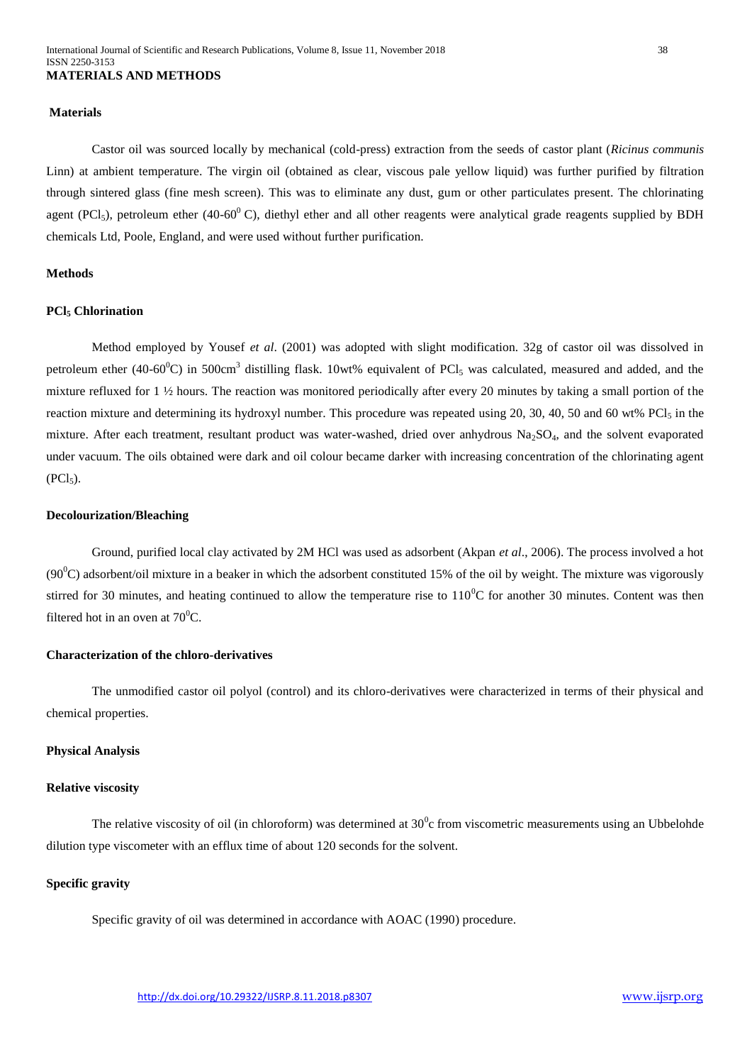## MATERIALS AND METHODS

### Materials

Castor oil was sourced locally by mechanical (cold-press) extraction from the seeds of castor plant (*Ricinus communis* Linn) at ambient temperature. The virgin oil (obtained as clear, viscous pale yellow liquid) was further purified by filtration through sintered glass (fine mesh screen). This was to eliminate any dust, gum or other particulates present. The chlorinating agent ($PCl_5$), petroleum ether (40-60$^0$ C), diethyl ether and all other reagents were analytical grade reagents supplied by BDH chemicals Ltd, Poole, England, and were used without further purification.

### Methods

#### $PCl_5$ Chlorination

Method employed by Yousef *et al*. (2001) was adopted with slight modification. 32g of castor oil was dissolved in petroleum ether (40-60$^0$C) in 500cm$^3$ distilling flask. 10wt% equivalent of $PCl_5$ was calculated, measured and added, and the mixture refluxed for 1 ½ hours. The reaction was monitored periodically after every 20 minutes by taking a small portion of the reaction mixture and determining its hydroxyl number. This procedure was repeated using 20, 30, 40, 50 and 60 wt% $PCl_5$ in the mixture. After each treatment, resultant product was water-washed, dried over anhydrous $Na_2SO_4$, and the solvent evaporated under vacuum. The oils obtained were dark and oil colour became darker with increasing concentration of the chlorinating agent ($PCl_5$).

#### Decolourization/Bleaching

Ground, purified local clay activated by 2M HCl was used as adsorbent (Akpan *et al*., 2006). The process involved a hot (90$^0$C) adsorbent/oil mixture in a beaker in which the adsorbent constituted 15% of the oil by weight. The mixture was vigorously stirred for 30 minutes, and heating continued to allow the temperature rise to 110$^0$C for another 30 minutes. Content was then filtered hot in an oven at 70$^0$C.

#### Characterization of the chloro-derivatives

The unmodified castor oil polyol (control) and its chloro-derivatives were characterized in terms of their physical and chemical properties.

#### Physical Analysis

#### Relative viscosity

The relative viscosity of oil (in chloroform) was determined at 30$^0$c from viscometric measurements using an Ubbelohde dilution type viscometer with an efflux time of about 120 seconds for the solvent.

#### Specific gravity

Specific gravity of oil was determined in accordance with AOAC (1990) procedure.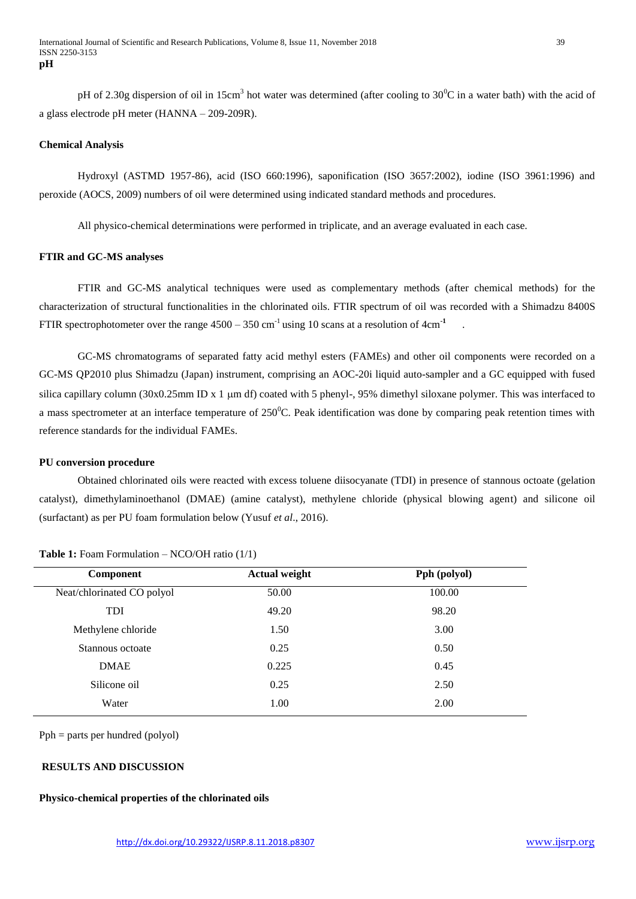**pH**

pH of 2.30g dispersion of oil in 15cm$^3$ hot water was determined (after cooling to 30$^0$C in a water bath) with the acid of a glass electrode pH meter (HANNA – 209-209R).

**Chemical Analysis**

Hydroxyl (ASTMD 1957-86), acid (ISO 660:1996), saponification (ISO 3657:2002), iodine (ISO 3961:1996) and peroxide (AOCS, 2009) numbers of oil were determined using indicated standard methods and procedures.

All physico-chemical determinations were performed in triplicate, and an average evaluated in each case.

**FTIR and GC-MS analyses**

FTIR and GC-MS analytical techniques were used as complementary methods (after chemical methods) for the characterization of structural functionalities in the chlorinated oils. FTIR spectrum of oil was recorded with a Shimadzu 8400S FTIR spectrophotometer over the range 4500 – 350 cm$^{-1}$ using 10 scans at a resolution of 4cm$^{-1}$ .

GC-MS chromatograms of separated fatty acid methyl esters (FAMEs) and other oil components were recorded on a GC-MS QP2010 plus Shimadzu (Japan) instrument, comprising an AOC-20i liquid auto-sampler and a GC equipped with fused silica capillary column (30x0.25mm ID x 1 μm df) coated with 5 phenyl-, 95% dimethyl siloxane polymer. This was interfaced to a mass spectrometer at an interface temperature of 250$^0$C. Peak identification was done by comparing peak retention times with reference standards for the individual FAMEs.

**PU conversion procedure**

Obtained chlorinated oils were reacted with excess toluene diisocyanate (TDI) in presence of stannous octoate (gelation catalyst), dimethylaminoethanol (DMAE) (amine catalyst), methylene chloride (physical blowing agent) and silicone oil (surfactant) as per PU foam formulation below (Yusuf *et al*., 2016).

**Table 1:** Foam Formulation – NCO/OH ratio (1/1)

| Component | Actual weight | Pph (polyol) |
| --- | --- | --- |
| Neat/chlorinated CO polyol | 50.00 | 100.00 |
| TDI | 49.20 | 98.20 |
| Methylene chloride | 1.50 | 3.00 |
| Stannous octoate | 0.25 | 0.50 |
| DMAE | 0.225 | 0.45 |
| Silicone oil | 0.25 | 2.50 |
| Water | 1.00 | 2.00 |

Pph = parts per hundred (polyol)

## RESULTS AND DISCUSSION

**Physico-chemical properties of the chlorinated oils**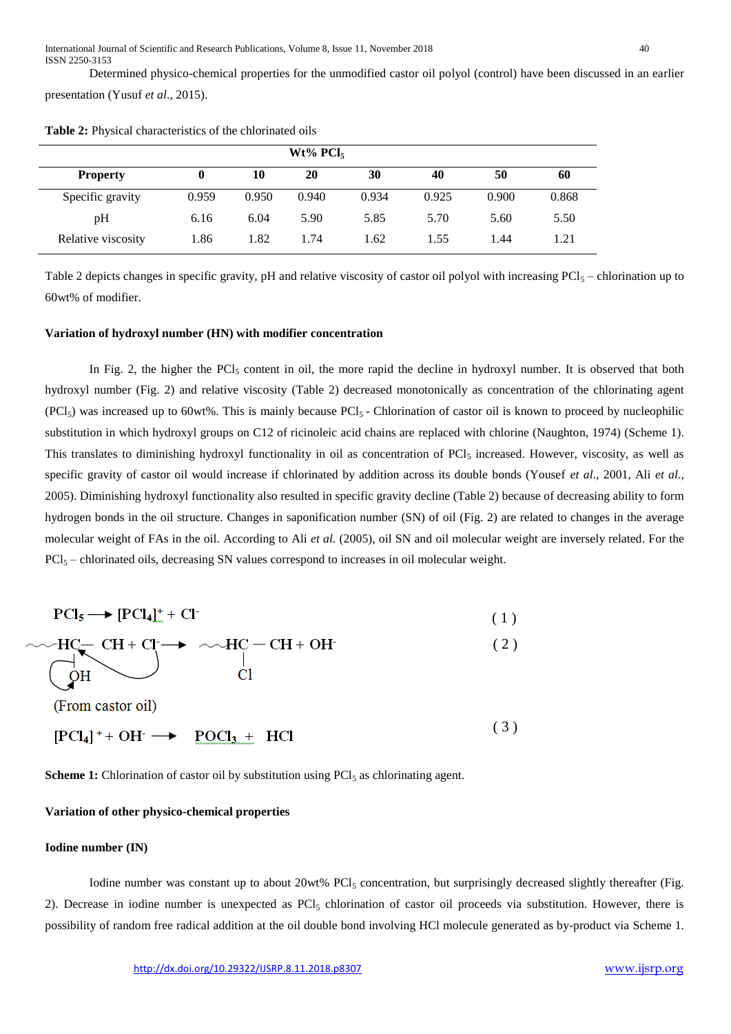Determined physico-chemical properties for the unmodified castor oil polyol (control) have been discussed in an earlier presentation (Yusuf *et al*., 2015).

**Table 2:** Physical characteristics of the chlorinated oils

| | Wt% $PCl_5$ | | | | | | |
|---|---|---|---|---|---|---|---|
| **Property** | **0** | **10** | **20** | **30** | **40** | **50** | **60** |
| Specific gravity | 0.959 | 0.950 | 0.940 | 0.934 | 0.925 | 0.900 | 0.868 |
| pH | 6.16 | 6.04 | 5.90 | 5.85 | 5.70 | 5.60 | 5.50 |
| Relative viscosity | 1.86 | 1.82 | 1.74 | 1.62 | 1.55 | 1.44 | 1.21 |

Table 2 depicts changes in specific gravity, pH and relative viscosity of castor oil polyol with increasing $PCl_5$ – chlorination up to 60wt% of modifier.

**Variation of hydroxyl number (HN) with modifier concentration**

In Fig. 2, the higher the $PCl_5$ content in oil, the more rapid the decline in hydroxyl number. It is observed that both hydroxyl number (Fig. 2) and relative viscosity (Table 2) decreased monotonically as concentration of the chlorinating agent ($PCl_5$) was increased up to 60wt%. This is mainly because $PCl_5$ - Chlorination of castor oil is known to proceed by nucleophilic substitution in which hydroxyl groups on C12 of ricinoleic acid chains are replaced with chlorine (Naughton, 1974) (Scheme 1). This translates to diminishing hydroxyl functionality in oil as concentration of $PCl_5$ increased. However, viscosity, as well as specific gravity of castor oil would increase if chlorinated by addition across its double bonds (Yousef *et al*., 2001, Ali *et al*., 2005). Diminishing hydroxyl functionality also resulted in specific gravity decline (Table 2) because of decreasing ability to form hydrogen bonds in the oil structure. Changes in saponification number (SN) of oil (Fig. 2) are related to changes in the average molecular weight of FAs in the oil. According to Ali *et al.* (2005), oil SN and oil molecular weight are inversely related. For the $PCl_5$ – chlorinated oils, decreasing SN values correspond to increases in oil molecular weight.

$$PCl_5 \longrightarrow [PCl_4]^+ + Cl^- \qquad (1)$$

$$\sim\!\sim HC(OH) - CH + Cl^- \longrightarrow \sim\!\sim HC(Cl) - CH + OH^- \qquad (2)$$

(From castor oil)

$$[PCl_4]^+ + OH^- \longrightarrow POCl_3 + HCl \qquad (3)$$

**Scheme 1:** Chlorination of castor oil by substitution using $PCl_5$ as chlorinating agent.

**Variation of other physico-chemical properties**

**Iodine number (IN)**

Iodine number was constant up to about 20wt% $PCl_5$ concentration, but surprisingly decreased slightly thereafter (Fig. 2). Decrease in iodine number is unexpected as $PCl_5$ chlorination of castor oil proceeds via substitution. However, there is possibility of random free radical addition at the oil double bond involving HCl molecule generated as by-product via Scheme 1.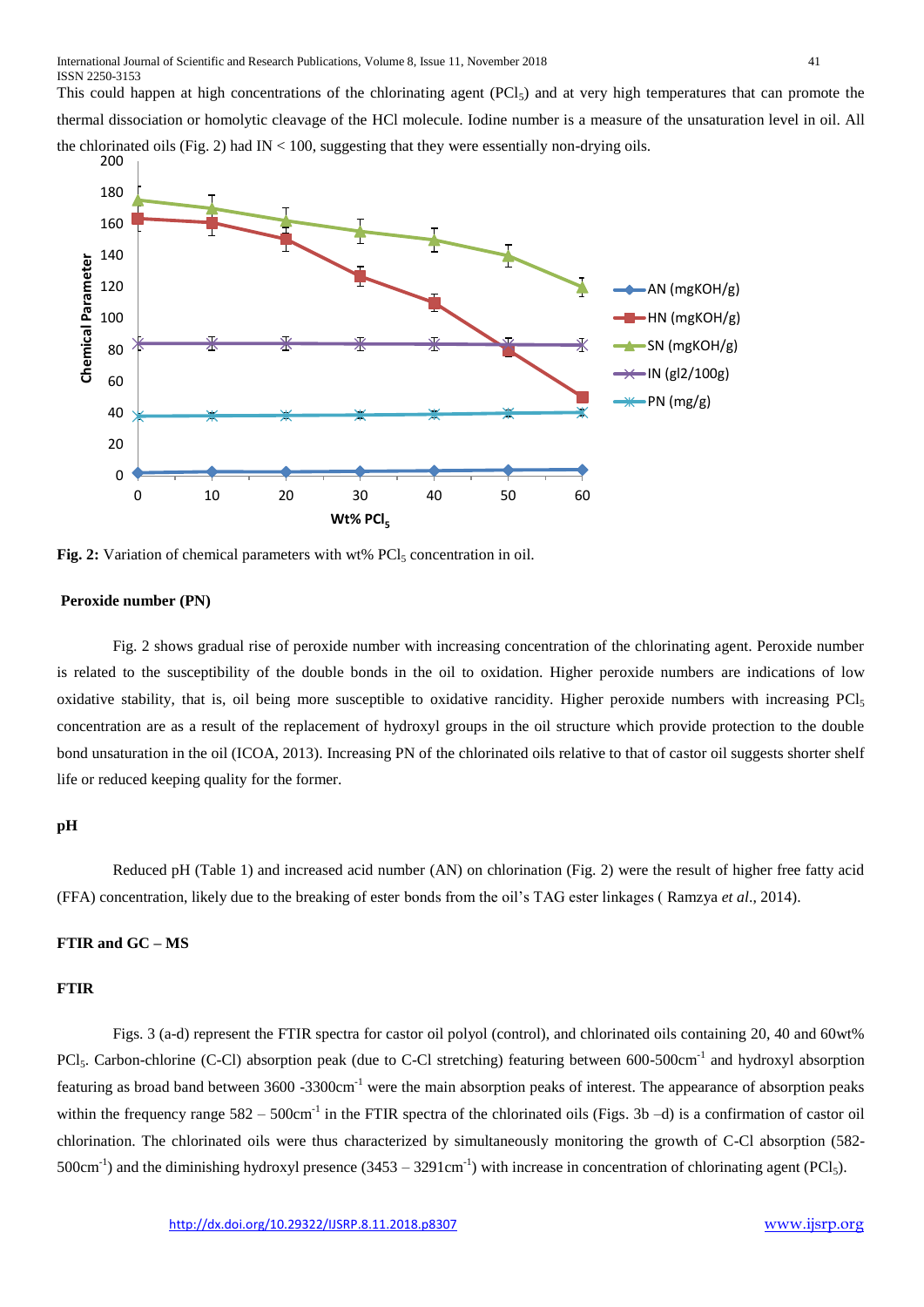This could happen at high concentrations of the chlorinating agent ($PCl_5$) and at very high temperatures that can promote the thermal dissociation or homolytic cleavage of the HCl molecule. Iodine number is a measure of the unsaturation level in oil. All the chlorinated oils (Fig. 2) had IN < 100, suggesting that they were essentially non-drying oils.

**Fig. 2:** Variation of chemical parameters with wt% $PCl_5$ concentration in oil.

### Peroxide number (PN)

Fig. 2 shows gradual rise of peroxide number with increasing concentration of the chlorinating agent. Peroxide number is related to the susceptibility of the double bonds in the oil to oxidation. Higher peroxide numbers are indications of low oxidative stability, that is, oil being more susceptible to oxidative rancidity. Higher peroxide numbers with increasing $PCl_5$ concentration are as a result of the replacement of hydroxyl groups in the oil structure which provide protection to the double bond unsaturation in the oil (ICOA, 2013). Increasing PN of the chlorinated oils relative to that of castor oil suggests shorter shelf life or reduced keeping quality for the former.

### pH

Reduced pH (Table 1) and increased acid number (AN) on chlorination (Fig. 2) were the result of higher free fatty acid (FFA) concentration, likely due to the breaking of ester bonds from the oil's TAG ester linkages ( Ramzya *et al*., 2014).

### FTIR and GC – MS

### FTIR

Figs. 3 (a-d) represent the FTIR spectra for castor oil polyol (control), and chlorinated oils containing 20, 40 and 60wt% $PCl_5$. Carbon-chlorine (C-Cl) absorption peak (due to C-Cl stretching) featuring between 600-500$cm^{-1}$ and hydroxyl absorption featuring as broad band between 3600 -3300$cm^{-1}$ were the main absorption peaks of interest. The appearance of absorption peaks within the frequency range 582 – 500$cm^{-1}$ in the FTIR spectra of the chlorinated oils (Figs. 3b –d) is a confirmation of castor oil chlorination. The chlorinated oils were thus characterized by simultaneously monitoring the growth of C-Cl absorption (582-500$cm^{-1}$) and the diminishing hydroxyl presence (3453 – 3291$cm^{-1}$) with increase in concentration of chlorinating agent ($PCl_5$).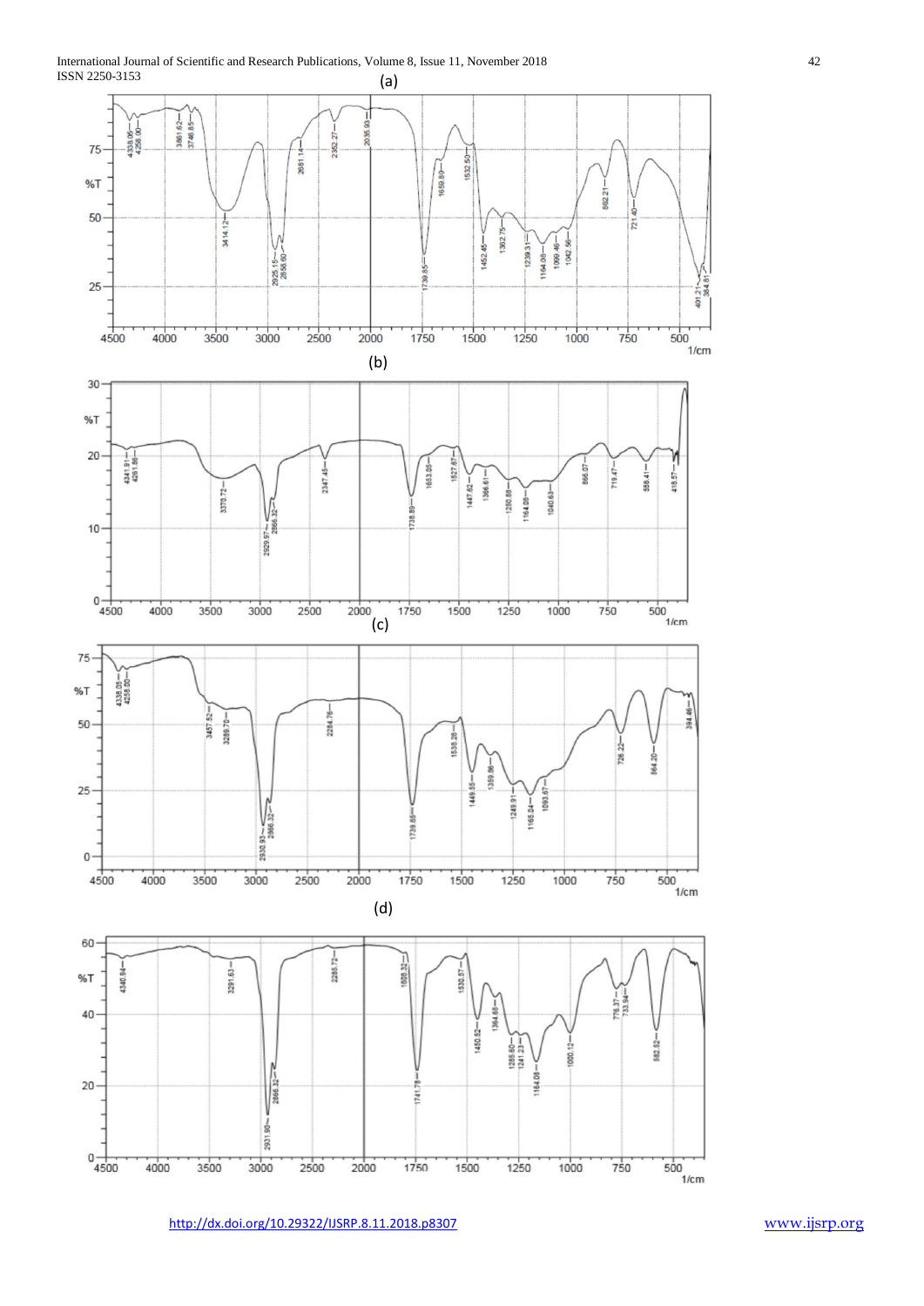(a)

(b)

(c)

(d)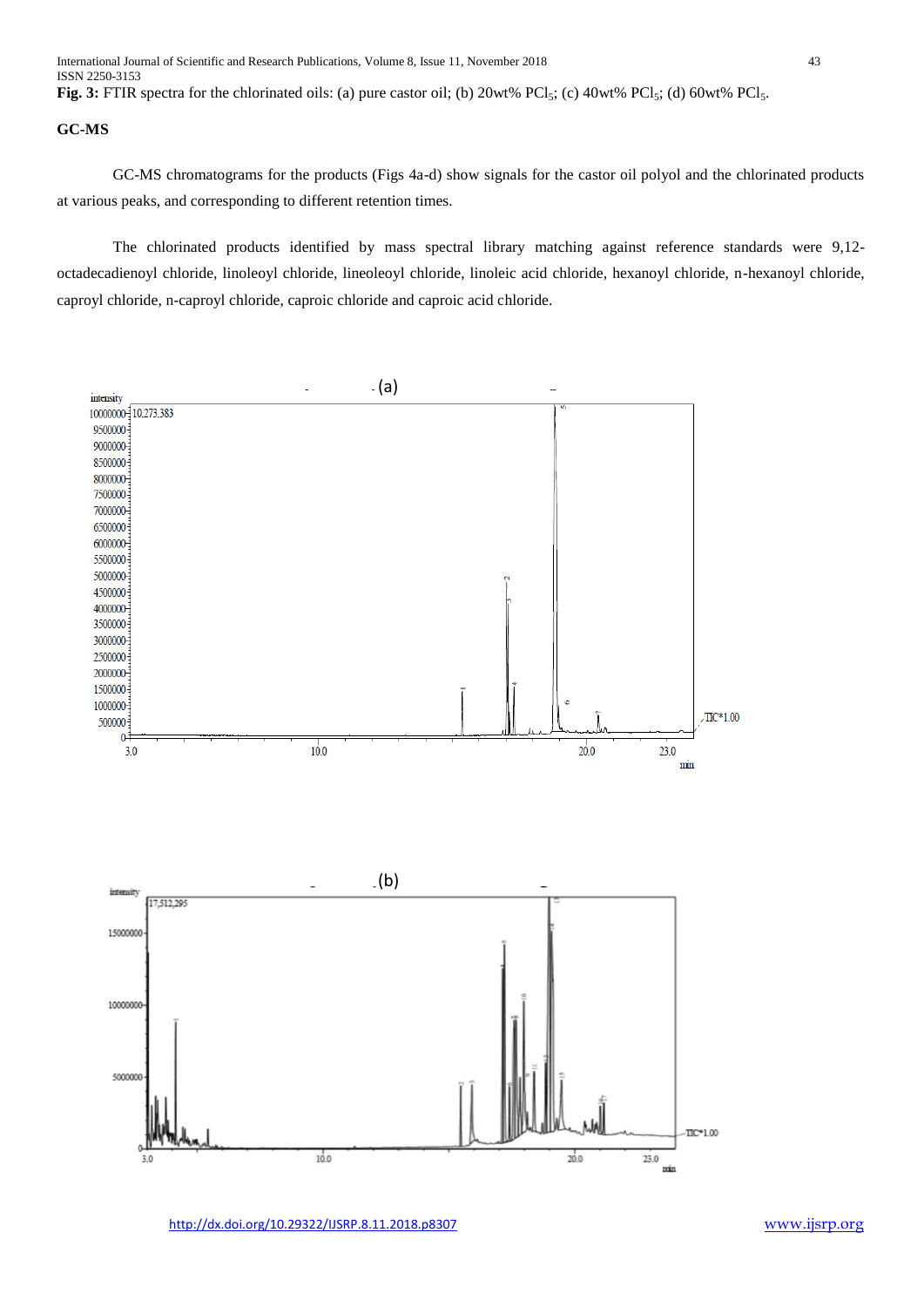**Fig. 3:** FTIR spectra for the chlorinated oils: (a) pure castor oil; (b) 20wt% $PCl_5$; (c) 40wt% $PCl_5$; (d) 60wt% $PCl_5$.

**GC-MS**

GC-MS chromatograms for the products (Figs 4a-d) show signals for the castor oil polyol and the chlorinated products at various peaks, and corresponding to different retention times.

The chlorinated products identified by mass spectral library matching against reference standards were 9,12-octadecadienoyl chloride, linoleoyl chloride, lineoleoyl chloride, linoleic acid chloride, hexanoyl chloride, n-hexanoyl chloride, caproyl chloride, n-caproyl chloride, caproic chloride and caproic acid chloride.

(a)

(b)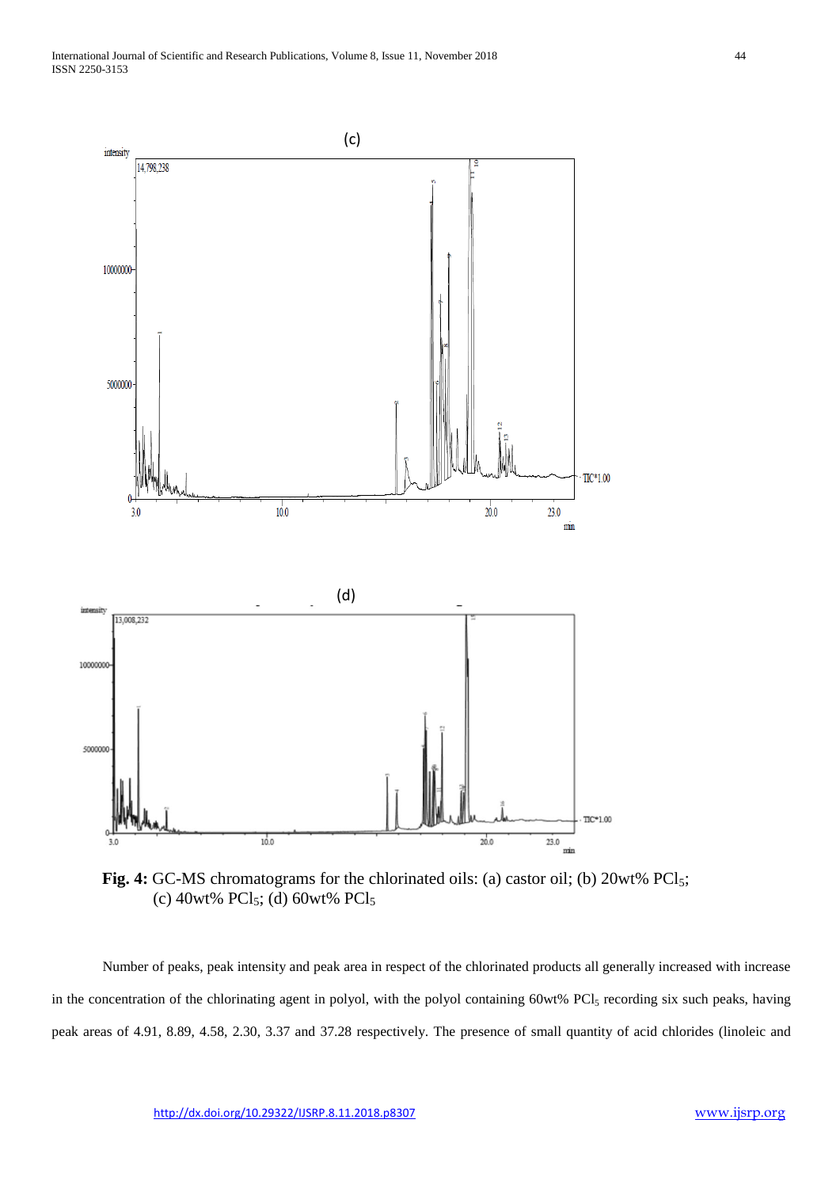**Fig. 4:** GC-MS chromatograms for the chlorinated oils: (a) castor oil; (b) 20wt% $PCl_5$; (c) 40wt% $PCl_5$; (d) 60wt% $PCl_5$

Number of peaks, peak intensity and peak area in respect of the chlorinated products all generally increased with increase in the concentration of the chlorinating agent in polyol, with the polyol containing 60wt% $PCl_5$ recording six such peaks, having peak areas of 4.91, 8.89, 4.58, 2.30, 3.37 and 37.28 respectively. The presence of small quantity of acid chlorides (linoleic and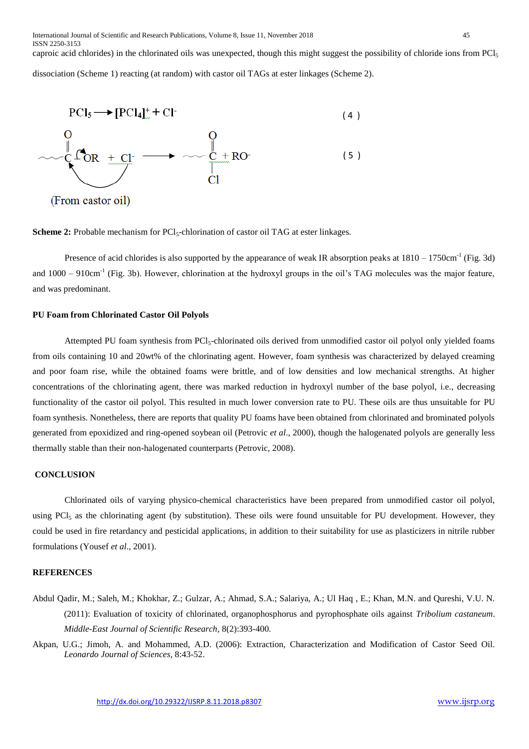caproic acid chlorides) in the chlorinated oils was unexpected, though this might suggest the possibility of chloride ions from $PCl_5$ dissociation (Scheme 1) reacting (at random) with castor oil TAGs at ester linkages (Scheme 2).

$$PCl_5 \longrightarrow [PCl_4]^+ + Cl^- \qquad (4)$$

$$\sim\sim C(=O)-OR + Cl^- \longrightarrow \sim\sim C(=O)-Cl + RO^- \qquad (5)$$

(From castor oil)

**Scheme 2:** Probable mechanism for $PCl_5$-chlorination of castor oil TAG at ester linkages.

Presence of acid chlorides is also supported by the appearance of weak IR absorption peaks at 1810 – 1750cm$^{-1}$ (Fig. 3d) and 1000 – 910cm$^{-1}$ (Fig. 3b). However, chlorination at the hydroxyl groups in the oil's TAG molecules was the major feature, and was predominant.

### PU Foam from Chlorinated Castor Oil Polyols

Attempted PU foam synthesis from $PCl_5$-chlorinated oils derived from unmodified castor oil polyol only yielded foams from oils containing 10 and 20wt% of the chlorinating agent. However, foam synthesis was characterized by delayed creaming and poor foam rise, while the obtained foams were brittle, and of low densities and low mechanical strengths. At higher concentrations of the chlorinating agent, there was marked reduction in hydroxyl number of the base polyol, i.e., decreasing functionality of the castor oil polyol. This resulted in much lower conversion rate to PU. These oils are thus unsuitable for PU foam synthesis. Nonetheless, there are reports that quality PU foams have been obtained from chlorinated and brominated polyols generated from epoxidized and ring-opened soybean oil (Petrovic *et al*., 2000), though the halogenated polyols are generally less thermally stable than their non-halogenated counterparts (Petrovic, 2008).

## CONCLUSION

Chlorinated oils of varying physico-chemical characteristics have been prepared from unmodified castor oil polyol, using $PCl_5$ as the chlorinating agent (by substitution). These oils were found unsuitable for PU development. However, they could be used in fire retardancy and pesticidal applications, in addition to their suitability for use as plasticizers in nitrile rubber formulations (Yousef *et al*., 2001).

## REFERENCES

Abdul Qadir, M.; Saleh, M.; Khokhar, Z.; Gulzar, A.; Ahmad, S.A.; Salariya, A.; Ul Haq , E.; Khan, M.N. and Qureshi, V.U. N. (2011): Evaluation of toxicity of chlorinated, organophosphorus and pyrophosphate oils against *Tribolium castaneum*. *Middle-East Journal of Scientific Research*, 8(2):393-400.

Akpan, U.G.; Jimoh, A. and Mohammed, A.D. (2006): Extraction, Characterization and Modification of Castor Seed Oil. *Leonardo Journal of Sciences*, 8:43-52.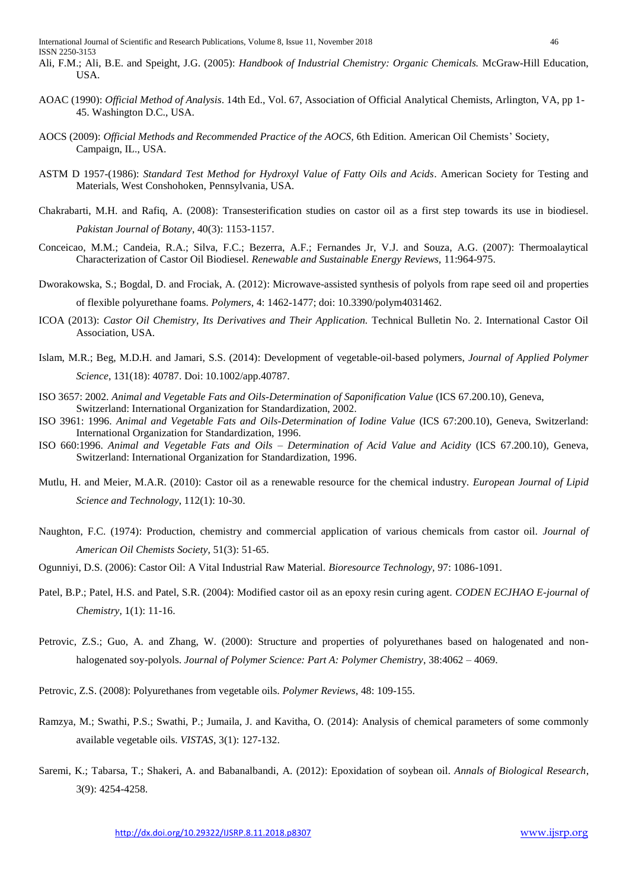Ali, F.M.; Ali, B.E. and Speight, J.G. (2005): *Handbook of Industrial Chemistry: Organic Chemicals.* McGraw-Hill Education, USA.

AOAC (1990): *Official Method of Analysis*. 14th Ed., Vol. 67, Association of Official Analytical Chemists, Arlington, VA, pp 1-45. Washington D.C., USA.

AOCS (2009): *Official Methods and Recommended Practice of the AOCS*, 6th Edition. American Oil Chemists' Society, Campaign, IL., USA.

ASTM D 1957-(1986): *Standard Test Method for Hydroxyl Value of Fatty Oils and Acids*. American Society for Testing and Materials, West Conshohoken, Pennsylvania, USA.

Chakrabarti, M.H. and Rafiq, A. (2008): Transesterification studies on castor oil as a first step towards its use in biodiesel. *Pakistan Journal of Botany*, 40(3): 1153-1157.

Conceicao, M.M.; Candeia, R.A.; Silva, F.C.; Bezerra, A.F.; Fernandes Jr, V.J. and Souza, A.G. (2007): Thermoalaytical Characterization of Castor Oil Biodiesel. *Renewable and Sustainable Energy Reviews*, 11:964-975.

Dworakowska, S.; Bogdal, D. and Frociak, A. (2012): Microwave-assisted synthesis of polyols from rape seed oil and properties of flexible polyurethane foams. *Polymers*, 4: 1462-1477; doi: 10.3390/polym4031462.

ICOA (2013): *Castor Oil Chemistry, Its Derivatives and Their Application.* Technical Bulletin No. 2. International Castor Oil Association, USA.

Islam, M.R.; Beg, M.D.H. and Jamari, S.S. (2014): Development of vegetable-oil-based polymers, *Journal of Applied Polymer Science*, 131(18): 40787. Doi: 10.1002/app.40787.

ISO 3657: 2002. *Animal and Vegetable Fats and Oils-Determination of Saponification Value* (ICS 67.200.10), Geneva, Switzerland: International Organization for Standardization, 2002.

ISO 3961: 1996. *Animal and Vegetable Fats and Oils-Determination of Iodine Value* (ICS 67:200.10), Geneva, Switzerland: International Organization for Standardization, 1996.

ISO 660:1996. *Animal and Vegetable Fats and Oils – Determination of Acid Value and Acidity* (ICS 67.200.10), Geneva, Switzerland: International Organization for Standardization, 1996.

Mutlu, H. and Meier, M.A.R. (2010): Castor oil as a renewable resource for the chemical industry. *European Journal of Lipid Science and Technology*, 112(1): 10-30.

Naughton, F.C. (1974): Production, chemistry and commercial application of various chemicals from castor oil. *Journal of American Oil Chemists Society*, 51(3): 51-65.

Ogunniyi, D.S. (2006): Castor Oil: A Vital Industrial Raw Material. *Bioresource Technology*, 97: 1086-1091.

Patel, B.P.; Patel, H.S. and Patel, S.R. (2004): Modified castor oil as an epoxy resin curing agent. *CODEN ECJHAO E-journal of Chemistry*, 1(1): 11-16.

Petrovic, Z.S.; Guo, A. and Zhang, W. (2000): Structure and properties of polyurethanes based on halogenated and non-halogenated soy-polyols. *Journal of Polymer Science: Part A: Polymer Chemistry*, 38:4062 – 4069.

Petrovic, Z.S. (2008): Polyurethanes from vegetable oils. *Polymer Reviews*, 48: 109-155.

Ramzya, M.; Swathi, P.S.; Swathi, P.; Jumaila, J. and Kavitha, O. (2014): Analysis of chemical parameters of some commonly available vegetable oils. *VISTAS*, 3(1): 127-132.

Saremi, K.; Tabarsa, T.; Shakeri, A. and Babanalbandi, A. (2012): Epoxidation of soybean oil. *Annals of Biological Research*, 3(9): 4254-4258.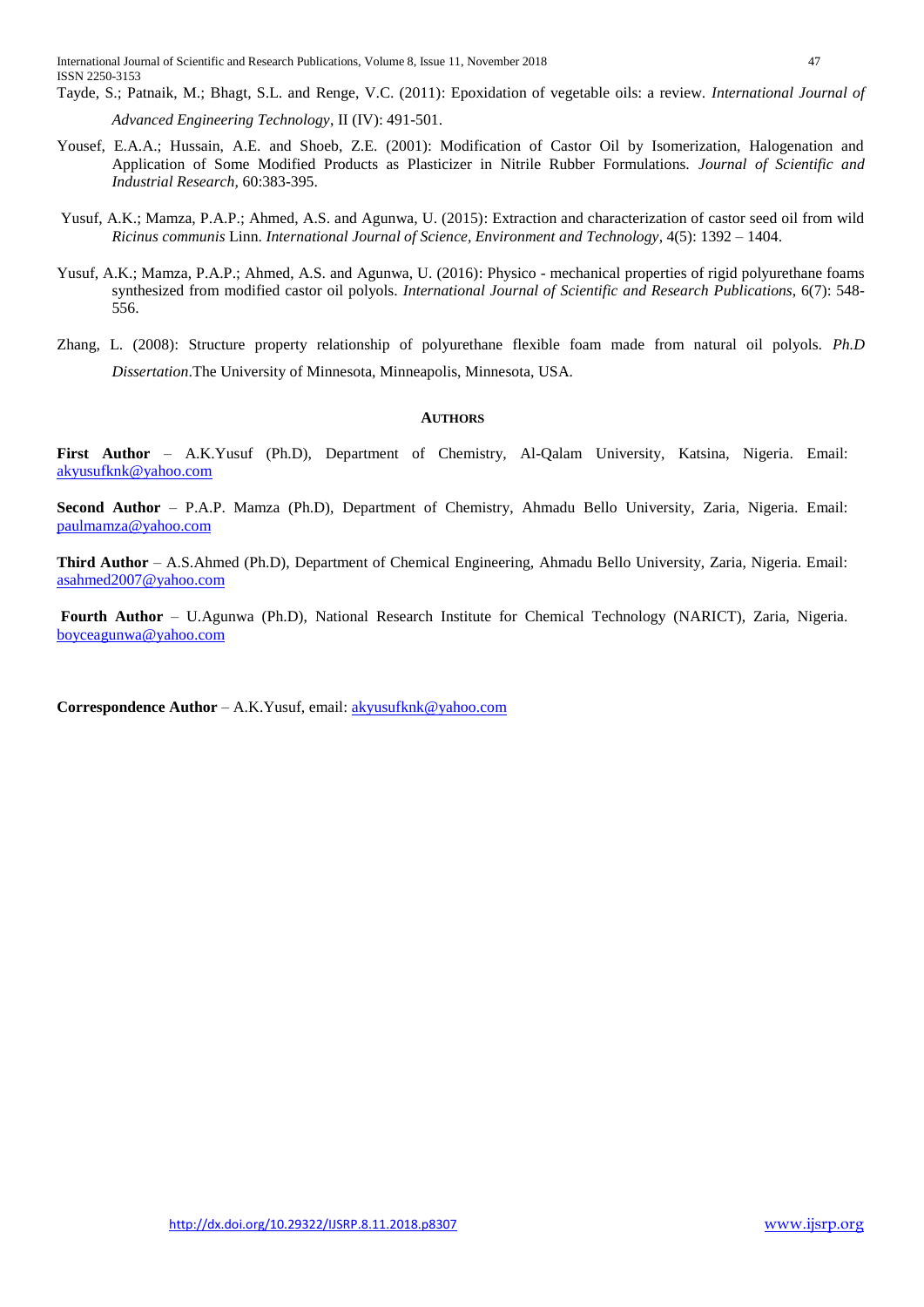Tayde, S.; Patnaik, M.; Bhagt, S.L. and Renge, V.C. (2011): Epoxidation of vegetable oils: a review. *International Journal of Advanced Engineering Technology*, II (IV): 491-501.

Yousef, E.A.A.; Hussain, A.E. and Shoeb, Z.E. (2001): Modification of Castor Oil by Isomerization, Halogenation and Application of Some Modified Products as Plasticizer in Nitrile Rubber Formulations. *Journal of Scientific and Industrial Research*, 60:383-395.

Yusuf, A.K.; Mamza, P.A.P.; Ahmed, A.S. and Agunwa, U. (2015): Extraction and characterization of castor seed oil from wild *Ricinus communis* Linn. *International Journal of Science, Environment and Technology*, 4(5): 1392 – 1404.

Yusuf, A.K.; Mamza, P.A.P.; Ahmed, A.S. and Agunwa, U. (2016): Physico - mechanical properties of rigid polyurethane foams synthesized from modified castor oil polyols. *International Journal of Scientific and Research Publications*, 6(7): 548-556.

Zhang, L. (2008): Structure property relationship of polyurethane flexible foam made from natural oil polyols. *Ph.D Dissertation*.The University of Minnesota, Minneapolis, Minnesota, USA.

## AUTHORS

**First Author** – A.K.Yusuf (Ph.D), Department of Chemistry, Al-Qalam University, Katsina, Nigeria. Email: akyusufknk@yahoo.com

**Second Author** – P.A.P. Mamza (Ph.D), Department of Chemistry, Ahmadu Bello University, Zaria, Nigeria. Email: paulmamza@yahoo.com

**Third Author** – A.S.Ahmed (Ph.D), Department of Chemical Engineering, Ahmadu Bello University, Zaria, Nigeria. Email: asahmed2007@yahoo.com

**Fourth Author** – U.Agunwa (Ph.D), National Research Institute for Chemical Technology (NARICT), Zaria, Nigeria. boyceagunwa@yahoo.com

**Correspondence Author** – A.K.Yusuf, email: akyusufknk@yahoo.com